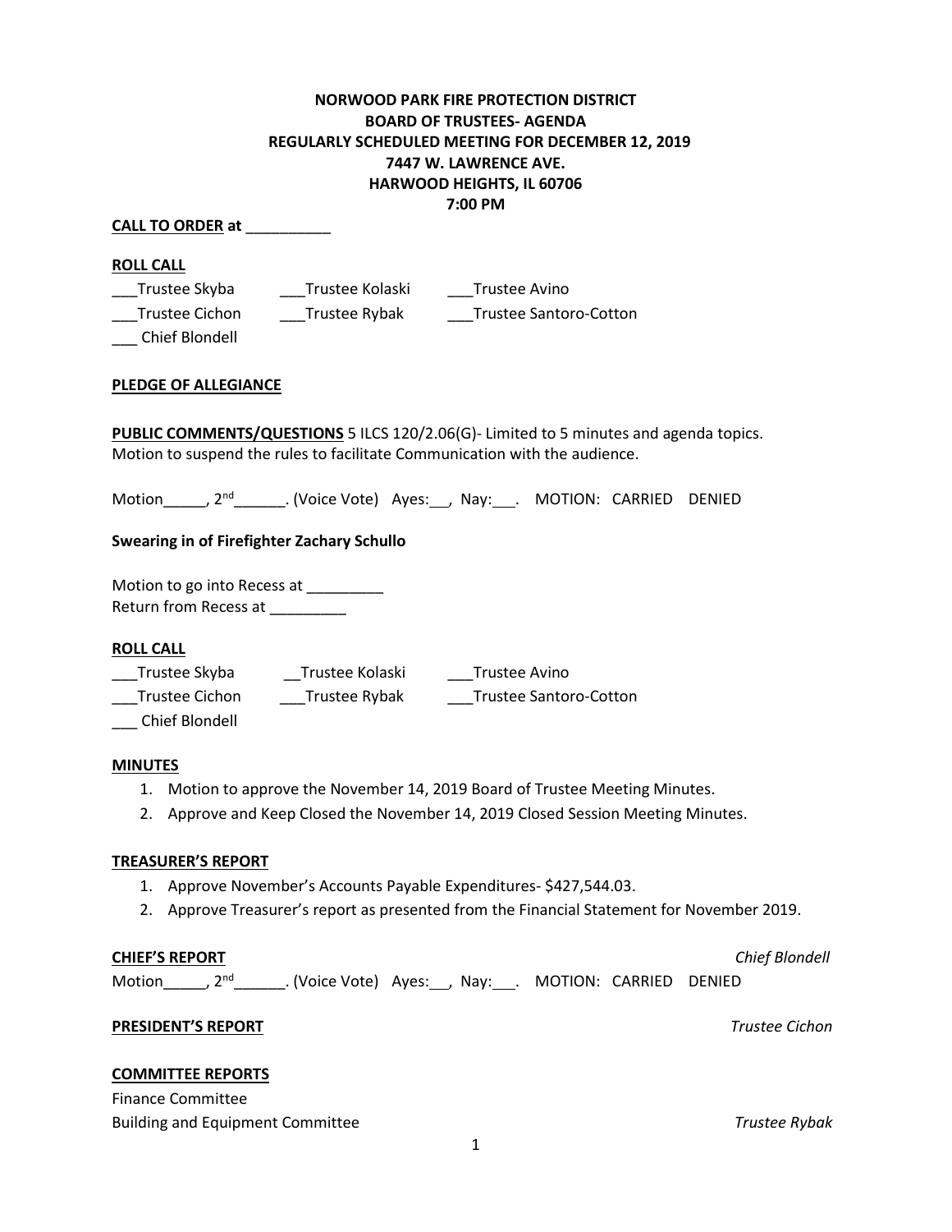**NORWOOD PARK FIRE PROTECTION DISTRICT**
**BOARD OF TRUSTEES- AGENDA**
**REGULARLY SCHEDULED MEETING FOR DECEMBER 12, 2019**
**7447 W. LAWRENCE AVE.**
**HARWOOD HEIGHTS, IL 60706**
**7:00 PM**

**CALL TO ORDER at** __________

**ROLL CALL**

___Trustee Skyba ___Trustee Kolaski ___Trustee Avino
___Trustee Cichon ___Trustee Rybak ___Trustee Santoro-Cotton
___ Chief Blondell

**PLEDGE OF ALLEGIANCE**

**PUBLIC COMMENTS/QUESTIONS** 5 ILCS 120/2.06(G)- Limited to 5 minutes and agenda topics.
Motion to suspend the rules to facilitate Communication with the audience.

Motion_____, 2nd______. (Voice Vote) Ayes:__, Nay:___. MOTION: CARRIED DENIED

**Swearing in of Firefighter Zachary Schullo**

Motion to go into Recess at _________
Return from Recess at _________

**ROLL CALL**

___Trustee Skyba __Trustee Kolaski ___Trustee Avino
___Trustee Cichon ___Trustee Rybak ___Trustee Santoro-Cotton
___ Chief Blondell

**MINUTES**

1. Motion to approve the November 14, 2019 Board of Trustee Meeting Minutes.
2. Approve and Keep Closed the November 14, 2019 Closed Session Meeting Minutes.

**TREASURER'S REPORT**

1. Approve November's Accounts Payable Expenditures- $427,544.03.
2. Approve Treasurer's report as presented from the Financial Statement for November 2019.

**CHIEF'S REPORT** *Chief Blondell*

Motion_____, 2nd______. (Voice Vote) Ayes:__, Nay:___. MOTION: CARRIED DENIED

**PRESIDENT'S REPORT** *Trustee Cichon*

**COMMITTEE REPORTS**

Finance Committee
Building and Equipment Committee *Trustee Rybak*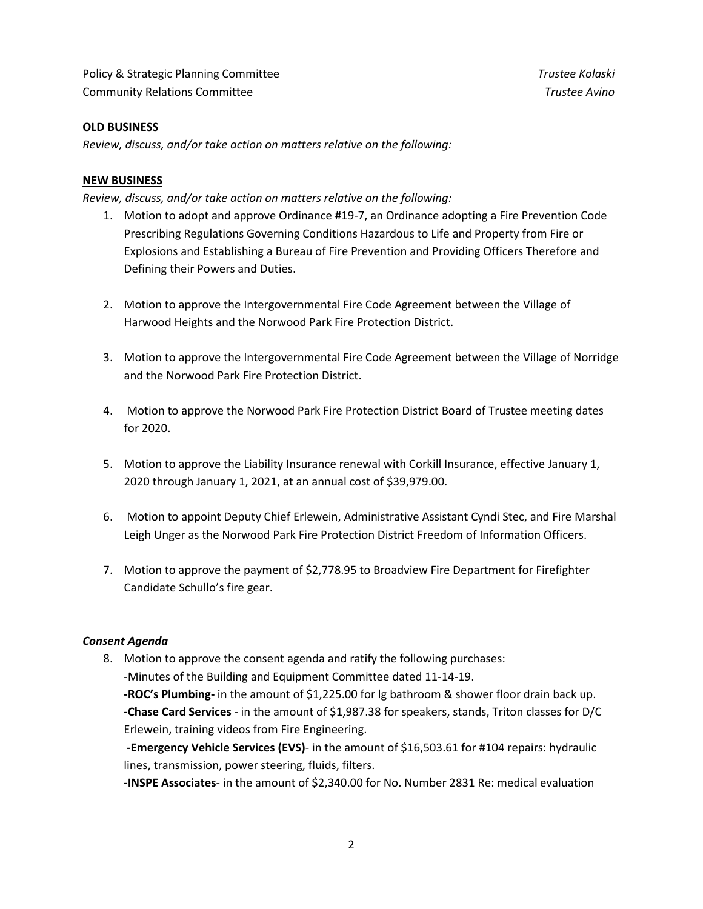Policy & Strategic Planning Committee *Trustee Kolaski*
Community Relations Committee *Trustee Avino*

**OLD BUSINESS**

*Review, discuss, and/or take action on matters relative on the following:*

**NEW BUSINESS**

*Review, discuss, and/or take action on matters relative on the following:*

1. Motion to adopt and approve Ordinance #19-7, an Ordinance adopting a Fire Prevention Code Prescribing Regulations Governing Conditions Hazardous to Life and Property from Fire or Explosions and Establishing a Bureau of Fire Prevention and Providing Officers Therefore and Defining their Powers and Duties.

2. Motion to approve the Intergovernmental Fire Code Agreement between the Village of Harwood Heights and the Norwood Park Fire Protection District.

3. Motion to approve the Intergovernmental Fire Code Agreement between the Village of Norridge and the Norwood Park Fire Protection District.

4. Motion to approve the Norwood Park Fire Protection District Board of Trustee meeting dates for 2020.

5. Motion to approve the Liability Insurance renewal with Corkill Insurance, effective January 1, 2020 through January 1, 2021, at an annual cost of $39,979.00.

6. Motion to appoint Deputy Chief Erlewein, Administrative Assistant Cyndi Stec, and Fire Marshal Leigh Unger as the Norwood Park Fire Protection District Freedom of Information Officers.

7. Motion to approve the payment of $2,778.95 to Broadview Fire Department for Firefighter Candidate Schullo's fire gear.

***Consent Agenda***

8. Motion to approve the consent agenda and ratify the following purchases:
   -Minutes of the Building and Equipment Committee dated 11-14-19.
   **-ROC's Plumbing-** in the amount of $1,225.00 for lg bathroom & shower floor drain back up.
   **-Chase Card Services** - in the amount of $1,987.38 for speakers, stands, Triton classes for D/C Erlewein, training videos from Fire Engineering.
   **-Emergency Vehicle Services (EVS)**- in the amount of $16,503.61 for #104 repairs: hydraulic lines, transmission, power steering, fluids, filters.
   **-INSPE Associates**- in the amount of $2,340.00 for No. Number 2831 Re: medical evaluation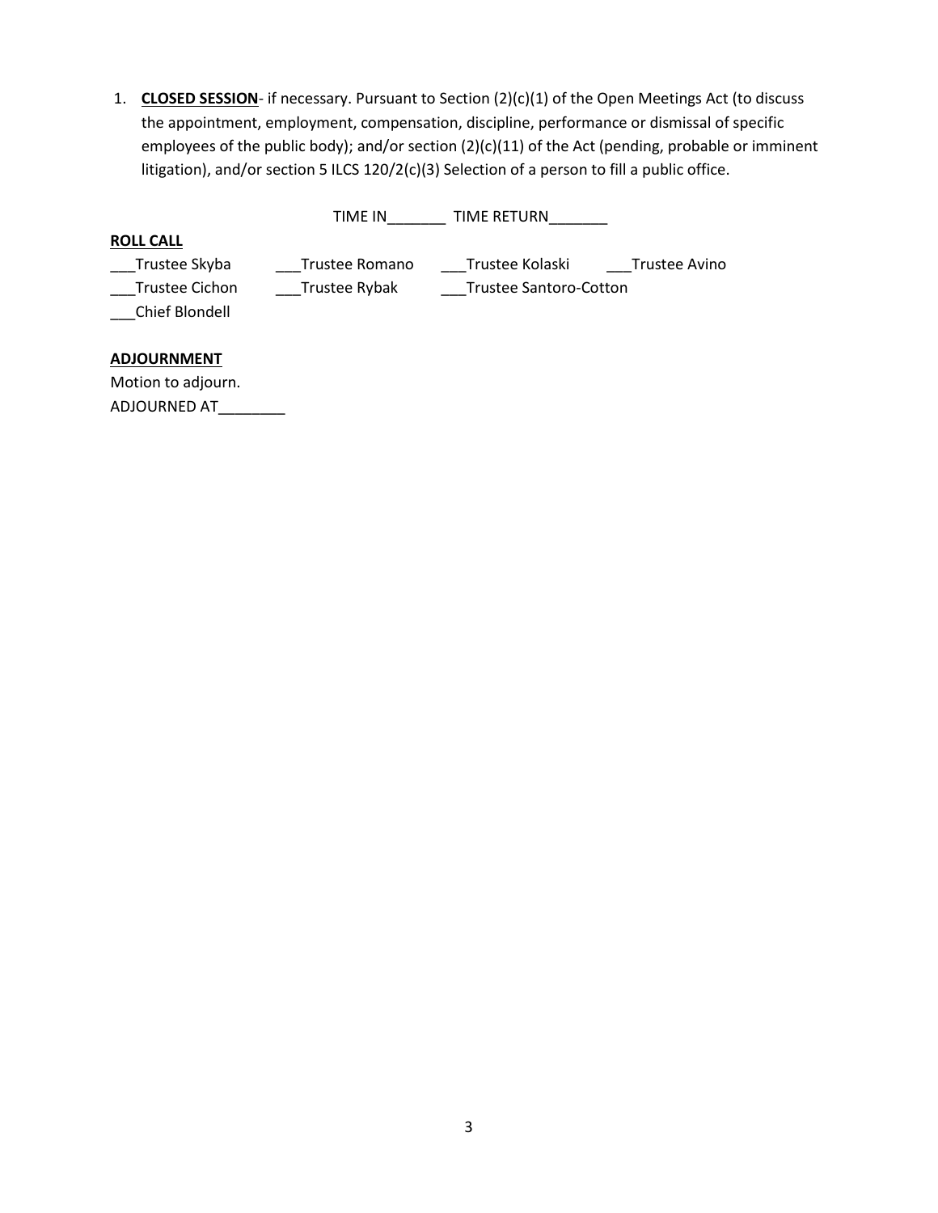1. **CLOSED SESSION**- if necessary. Pursuant to Section (2)(c)(1) of the Open Meetings Act (to discuss the appointment, employment, compensation, discipline, performance or dismissal of specific employees of the public body); and/or section (2)(c)(11) of the Act (pending, probable or imminent litigation), and/or section 5 ILCS 120/2(c)(3) Selection of a person to fill a public office.

TIME IN_______ TIME RETURN_______

**ROLL CALL**

___Trustee Skyba ___Trustee Romano ___Trustee Kolaski ___Trustee Avino
___Trustee Cichon ___Trustee Rybak ___Trustee Santoro-Cotton
___Chief Blondell

**ADJOURNMENT**

Motion to adjourn.
ADJOURNED AT________